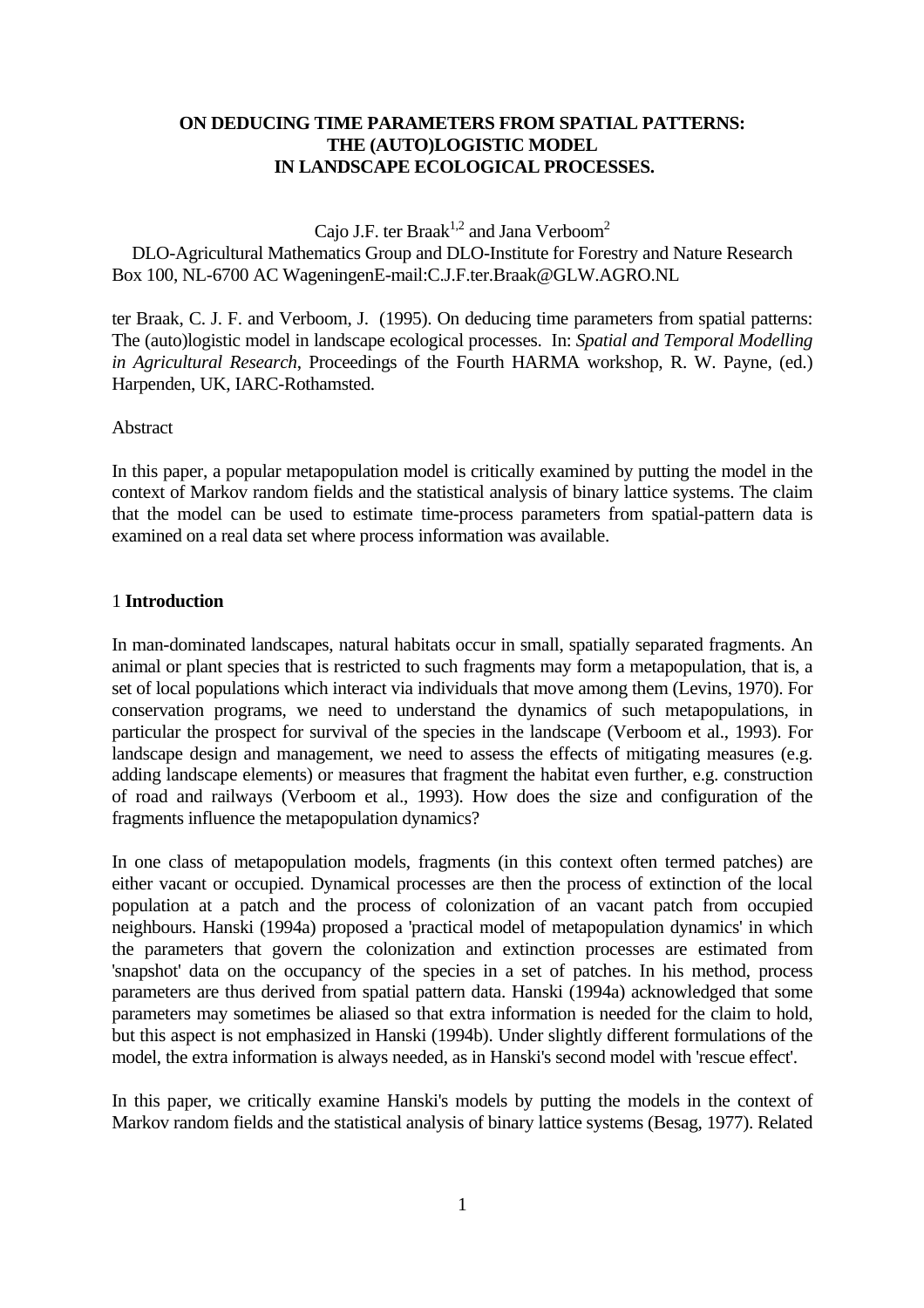# ON DEDUCING TIME PARAMETERS FROM SPATIAL PATTERNS: THE (AUTO)LOGISTIC MODEL IN LANDSCAPE ECOLOGICAL PROCESSES.

Cajo J.F. ter Braak[1,2] and Jana Verboom[2]

DLO-Agricultural Mathematics Group and DLO-Institute for Forestry and Nature Research Box 100, NL-6700 AC WageningenE-mail:C.J.F.ter.Braak@GLW.AGRO.NL

ter Braak, C. J. F. and Verboom, J. (1995). On deducing time parameters from spatial patterns: The (auto)logistic model in landscape ecological processes. In: *Spatial and Temporal Modelling in Agricultural Research*, Proceedings of the Fourth HARMA workshop, R. W. Payne, (ed.) Harpenden, UK, IARC-Rothamsted.

Abstract

In this paper, a popular metapopulation model is critically examined by putting the model in the context of Markov random fields and the statistical analysis of binary lattice systems. The claim that the model can be used to estimate time-process parameters from spatial-pattern data is examined on a real data set where process information was available.

## 1 **Introduction**

In man-dominated landscapes, natural habitats occur in small, spatially separated fragments. An animal or plant species that is restricted to such fragments may form a metapopulation, that is, a set of local populations which interact via individuals that move among them (Levins, 1970). For conservation programs, we need to understand the dynamics of such metapopulations, in particular the prospect for survival of the species in the landscape (Verboom et al., 1993). For landscape design and management, we need to assess the effects of mitigating measures (e.g. adding landscape elements) or measures that fragment the habitat even further, e.g. construction of road and railways (Verboom et al., 1993). How does the size and configuration of the fragments influence the metapopulation dynamics?

In one class of metapopulation models, fragments (in this context often termed patches) are either vacant or occupied. Dynamical processes are then the process of extinction of the local population at a patch and the process of colonization of an vacant patch from occupied neighbours. Hanski (1994a) proposed a 'practical model of metapopulation dynamics' in which the parameters that govern the colonization and extinction processes are estimated from 'snapshot' data on the occupancy of the species in a set of patches. In his method, process parameters are thus derived from spatial pattern data. Hanski (1994a) acknowledged that some parameters may sometimes be aliased so that extra information is needed for the claim to hold, but this aspect is not emphasized in Hanski (1994b). Under slightly different formulations of the model, the extra information is always needed, as in Hanski's second model with 'rescue effect'.

In this paper, we critically examine Hanski's models by putting the models in the context of Markov random fields and the statistical analysis of binary lattice systems (Besag, 1977). Related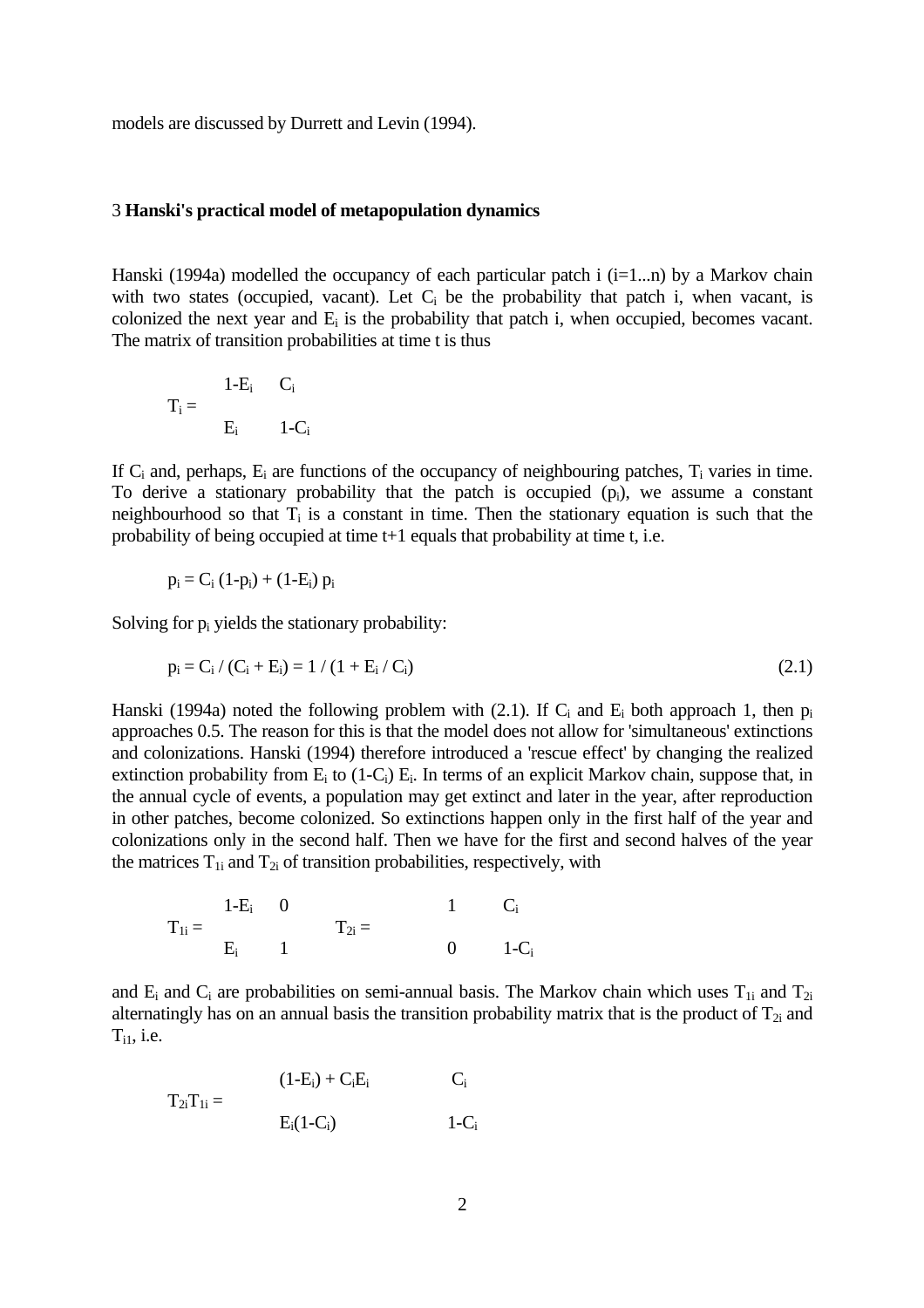models are discussed by Durrett and Levin (1994).

## 3 **Hanski's practical model of metapopulation dynamics**

Hanski (1994a) modelled the occupancy of each particular patch i (i=1...n) by a Markov chain with two states (occupied, vacant). Let $C_i$ be the probability that patch i, when vacant, is colonized the next year and $E_i$ is the probability that patch i, when occupied, becomes vacant. The matrix of transition probabilities at time t is thus

$$T_i = \begin{matrix} 1-E_i & C_i \\ E_i & 1-C_i \end{matrix}$$

If $C_i$ and, perhaps, $E_i$ are functions of the occupancy of neighbouring patches, $T_i$ varies in time. To derive a stationary probability that the patch is occupied ($p_i$), we assume a constant neighbourhood so that $T_i$ is a constant in time. Then the stationary equation is such that the probability of being occupied at time t+1 equals that probability at time t, i.e.

$$p_i = C_i\,(1-p_i) + (1-E_i)\,p_i$$

Solving for $p_i$ yields the stationary probability:

$$p_i = C_i / (C_i + E_i) = 1 / (1 + E_i / C_i) \qquad (2.1)$$

Hanski (1994a) noted the following problem with (2.1). If $C_i$ and $E_i$ both approach 1, then $p_i$ approaches 0.5. The reason for this is that the model does not allow for 'simultaneous' extinctions and colonizations. Hanski (1994) therefore introduced a 'rescue effect' by changing the realized extinction probability from $E_i$ to $(1-C_i)\,E_i$. In terms of an explicit Markov chain, suppose that, in the annual cycle of events, a population may get extinct and later in the year, after reproduction in other patches, become colonized. So extinctions happen only in the first half of the year and colonizations only in the second half. Then we have for the first and second halves of the year the matrices $T_{1i}$ and $T_{2i}$ of transition probabilities, respectively, with

$$T_{1i} = \begin{matrix} 1-E_i & 0 \\ E_i & 1 \end{matrix} \qquad\qquad T_{2i} = \begin{matrix} 1 & C_i \\ 0 & 1-C_i \end{matrix}$$

and $E_i$ and $C_i$ are probabilities on semi-annual basis. The Markov chain which uses $T_{1i}$ and $T_{2i}$ alternatingly has on an annual basis the transition probability matrix that is the product of $T_{2i}$ and $T_{i1}$, i.e.

$$T_{2i}T_{1i} = \begin{matrix} (1-E_i) + C_iE_i & C_i \\ E_i(1-C_i) & 1-C_i \end{matrix}$$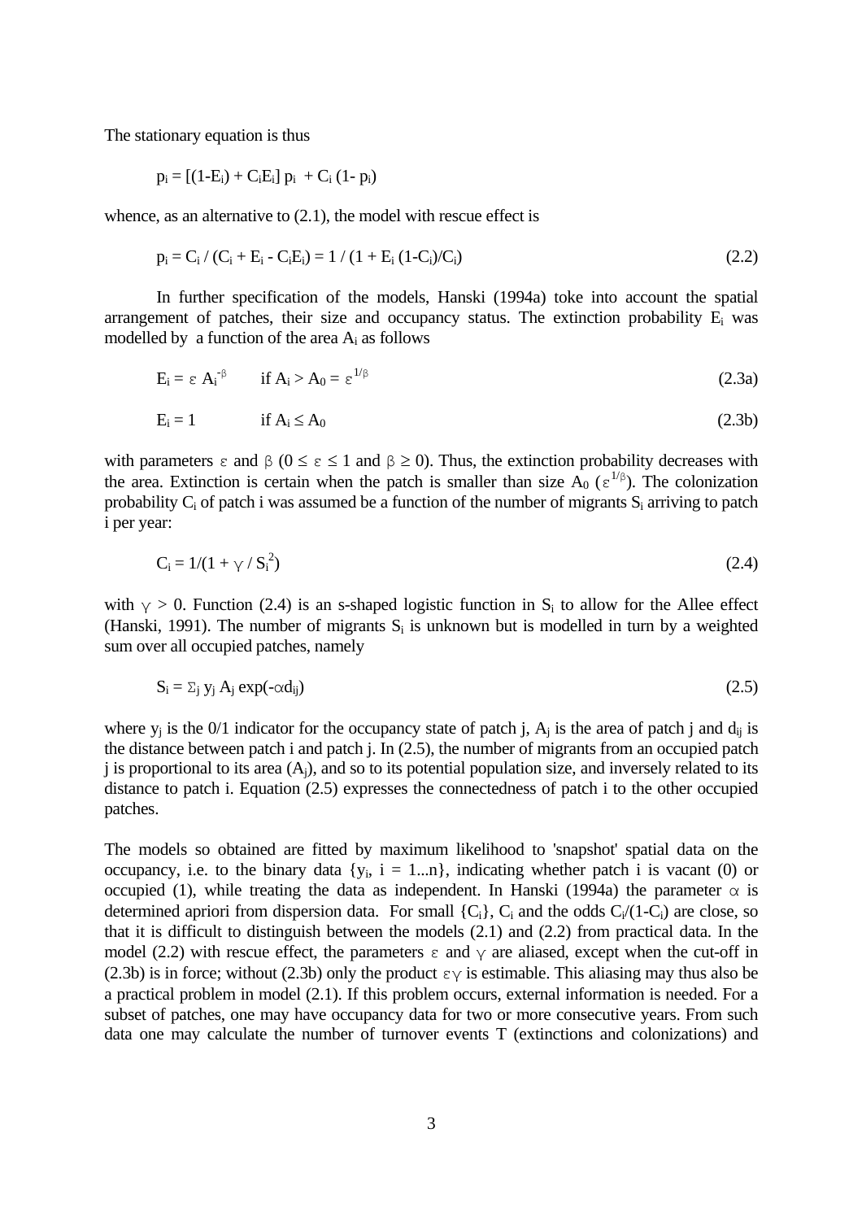The stationary equation is thus

$$p_i = [(1-E_i) + C_iE_i]\, p_i + C_i\,(1- p_i)$$

whence, as an alternative to (2.1), the model with rescue effect is

$$p_i = C_i / (C_i + E_i - C_iE_i) = 1 / (1 + E_i\,(1-C_i)/C_i) \tag{2.2}$$

In further specification of the models, Hanski (1994a) toke into account the spatial arrangement of patches, their size and occupancy status. The extinction probability $E_i$ was modelled by a function of the area $A_i$ as follows

$$E_i = \varepsilon\, A_i^{-\beta} \qquad \text{if } A_i > A_0 = \varepsilon^{1/\beta} \tag{2.3a}$$

$$E_i = 1 \qquad \text{if } A_i \le A_0 \tag{2.3b}$$

with parameters $\varepsilon$ and $\beta$ ($0 \le \varepsilon \le 1$ and $\beta \ge 0$). Thus, the extinction probability decreases with the area. Extinction is certain when the patch is smaller than size $A_0$ ($\varepsilon^{1/\beta}$). The colonization probability $C_i$ of patch i was assumed be a function of the number of migrants $S_i$ arriving to patch i per year:

$$C_i = 1/(1 + \gamma / S_i^2) \tag{2.4}$$

with $\gamma > 0$. Function (2.4) is an s-shaped logistic function in $S_i$ to allow for the Allee effect (Hanski, 1991). The number of migrants $S_i$ is unknown but is modelled in turn by a weighted sum over all occupied patches, namely

$$S_i = \Sigma_j\, y_j\, A_j \exp(-\alpha d_{ij}) \tag{2.5}$$

where $y_j$ is the 0/1 indicator for the occupancy state of patch j, $A_j$ is the area of patch j and $d_{ij}$ is the distance between patch i and patch j. In (2.5), the number of migrants from an occupied patch j is proportional to its area ($A_j$), and so to its potential population size, and inversely related to its distance to patch i. Equation (2.5) expresses the connectedness of patch i to the other occupied patches.

The models so obtained are fitted by maximum likelihood to 'snapshot' spatial data on the occupancy, i.e. to the binary data $\{y_i,\ i = 1...n\}$, indicating whether patch i is vacant (0) or occupied (1), while treating the data as independent. In Hanski (1994a) the parameter $\alpha$ is determined apriori from dispersion data. For small $\{C_i\}$, $C_i$ and the odds $C_i/(1-C_i)$ are close, so that it is difficult to distinguish between the models (2.1) and (2.2) from practical data. In the model (2.2) with rescue effect, the parameters $\varepsilon$ and $\gamma$ are aliased, except when the cut-off in (2.3b) is in force; without (2.3b) only the product $\varepsilon\gamma$ is estimable. This aliasing may thus also be a practical problem in model (2.1). If this problem occurs, external information is needed. For a subset of patches, one may have occupancy data for two or more consecutive years. From such data one may calculate the number of turnover events T (extinctions and colonizations) and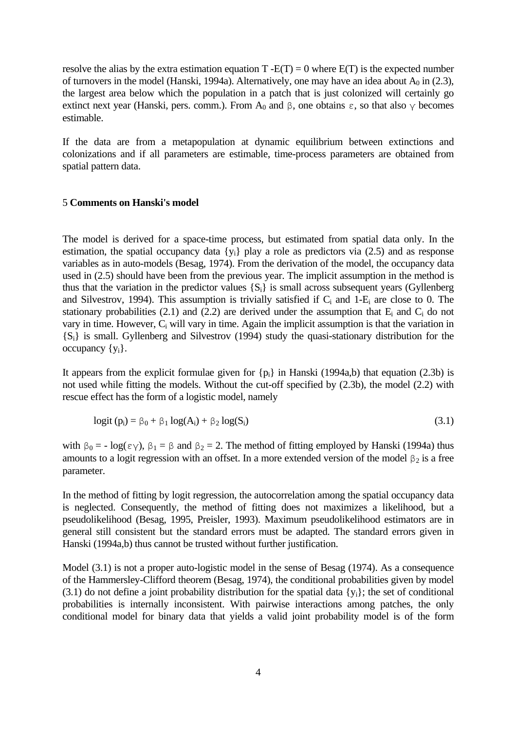resolve the alias by the extra estimation equation $T - E(T) = 0$ where $E(T)$ is the expected number of turnovers in the model (Hanski, 1994a). Alternatively, one may have an idea about $A_0$ in (2.3), the largest area below which the population in a patch that is just colonized will certainly go extinct next year (Hanski, pers. comm.). From $A_0$ and $\beta$, one obtains $\varepsilon$, so that also $\gamma$ becomes estimable.

If the data are from a metapopulation at dynamic equilibrium between extinctions and colonizations and if all parameters are estimable, time-process parameters are obtained from spatial pattern data.

## 5 Comments on Hanski's model

The model is derived for a space-time process, but estimated from spatial data only. In the estimation, the spatial occupancy data $\{y_i\}$ play a role as predictors via (2.5) and as response variables as in auto-models (Besag, 1974). From the derivation of the model, the occupancy data used in (2.5) should have been from the previous year. The implicit assumption in the method is thus that the variation in the predictor values $\{S_i\}$ is small across subsequent years (Gyllenberg and Silvestrov, 1994). This assumption is trivially satisfied if $C_i$ and $1-E_i$ are close to 0. The stationary probabilities (2.1) and (2.2) are derived under the assumption that $E_i$ and $C_i$ do not vary in time. However, $C_i$ will vary in time. Again the implicit assumption is that the variation in $\{S_i\}$ is small. Gyllenberg and Silvestrov (1994) study the quasi-stationary distribution for the occupancy $\{y_i\}$.

It appears from the explicit formulae given for $\{p_i\}$ in Hanski (1994a,b) that equation (2.3b) is not used while fitting the models. Without the cut-off specified by (2.3b), the model (2.2) with rescue effect has the form of a logistic model, namely

$$\text{logit}(p_i) = \beta_0 + \beta_1 \log(A_i) + \beta_2 \log(S_i) \tag{3.1}$$

with $\beta_0 = -\log(\varepsilon\gamma)$, $\beta_1 = \beta$ and $\beta_2 = 2$. The method of fitting employed by Hanski (1994a) thus amounts to a logit regression with an offset. In a more extended version of the model $\beta_2$ is a free parameter.

In the method of fitting by logit regression, the autocorrelation among the spatial occupancy data is neglected. Consequently, the method of fitting does not maximizes a likelihood, but a pseudolikelihood (Besag, 1995, Preisler, 1993). Maximum pseudolikelihood estimators are in general still consistent but the standard errors must be adapted. The standard errors given in Hanski (1994a,b) thus cannot be trusted without further justification.

Model (3.1) is not a proper auto-logistic model in the sense of Besag (1974). As a consequence of the Hammersley-Clifford theorem (Besag, 1974), the conditional probabilities given by model (3.1) do not define a joint probability distribution for the spatial data $\{y_i\}$; the set of conditional probabilities is internally inconsistent. With pairwise interactions among patches, the only conditional model for binary data that yields a valid joint probability model is of the form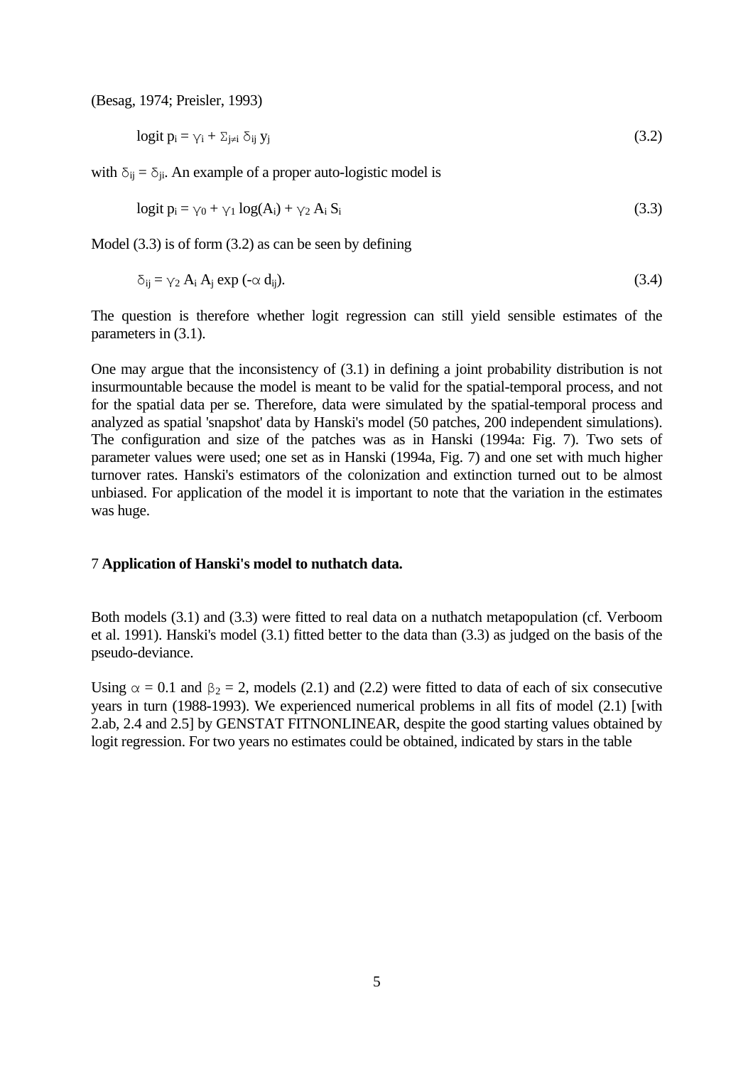(Besag, 1974; Preisler, 1993)

$$\text{logit } p_i = \gamma_i + \Sigma_{j \neq i} \delta_{ij} y_j \tag{3.2}$$

with $\delta_{ij} = \delta_{ji}$. An example of a proper auto-logistic model is

$$\text{logit } p_i = \gamma_0 + \gamma_1 \log(A_i) + \gamma_2 A_i S_i \tag{3.3}$$

Model (3.3) is of form (3.2) as can be seen by defining

$$\delta_{ij} = \gamma_2 A_i A_j \exp(-\alpha d_{ij}). \tag{3.4}$$

The question is therefore whether logit regression can still yield sensible estimates of the parameters in (3.1).

One may argue that the inconsistency of (3.1) in defining a joint probability distribution is not insurmountable because the model is meant to be valid for the spatial-temporal process, and not for the spatial data per se. Therefore, data were simulated by the spatial-temporal process and analyzed as spatial 'snapshot' data by Hanski's model (50 patches, 200 independent simulations). The configuration and size of the patches was as in Hanski (1994a: Fig. 7). Two sets of parameter values were used; one set as in Hanski (1994a, Fig. 7) and one set with much higher turnover rates. Hanski's estimators of the colonization and extinction turned out to be almost unbiased. For application of the model it is important to note that the variation in the estimates was huge.

## 7 **Application of Hanski's model to nuthatch data.**

Both models (3.1) and (3.3) were fitted to real data on a nuthatch metapopulation (cf. Verboom et al. 1991). Hanski's model (3.1) fitted better to the data than (3.3) as judged on the basis of the pseudo-deviance.

Using $\alpha = 0.1$ and $\beta_2 = 2$, models (2.1) and (2.2) were fitted to data of each of six consecutive years in turn (1988-1993). We experienced numerical problems in all fits of model (2.1) [with 2.ab, 2.4 and 2.5] by GENSTAT FITNONLINEAR, despite the good starting values obtained by logit regression. For two years no estimates could be obtained, indicated by stars in the table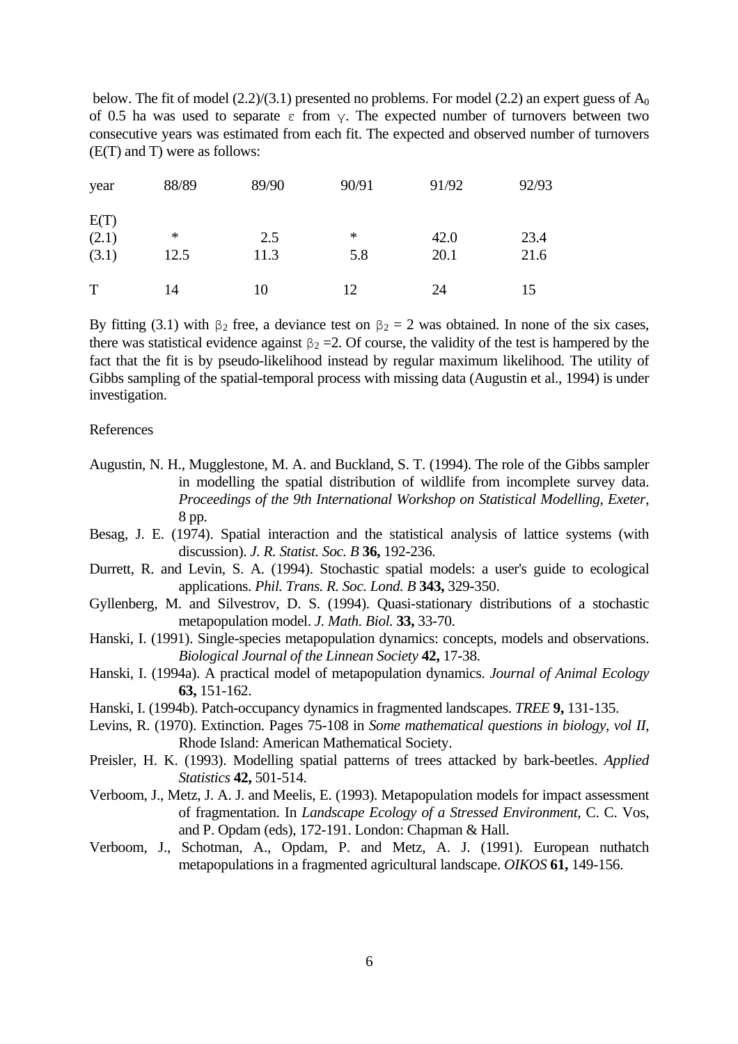below. The fit of model (2.2)/(3.1) presented no problems. For model (2.2) an expert guess of $A_0$ of 0.5 ha was used to separate $\varepsilon$ from $\gamma$. The expected number of turnovers between two consecutive years was estimated from each fit. The expected and observed number of turnovers (E(T) and T) were as follows:

| year | 88/89 | 89/90 | 90/91 | 91/92 | 92/93 |
|---|---|---|---|---|---|
| E(T) | | | | | |
| (2.1) | * | 2.5 | * | 42.0 | 23.4 |
| (3.1) | 12.5 | 11.3 | 5.8 | 20.1 | 21.6 |
| T | 14 | 10 | 12 | 24 | 15 |

By fitting (3.1) with $\beta_2$ free, a deviance test on $\beta_2 = 2$ was obtained. In none of the six cases, there was statistical evidence against $\beta_2 = 2$. Of course, the validity of the test is hampered by the fact that the fit is by pseudo-likelihood instead by regular maximum likelihood. The utility of Gibbs sampling of the spatial-temporal process with missing data (Augustin et al., 1994) is under investigation.

References

Augustin, N. H., Mugglestone, M. A. and Buckland, S. T. (1994). The role of the Gibbs sampler in modelling the spatial distribution of wildlife from incomplete survey data. *Proceedings of the 9th International Workshop on Statistical Modelling, Exeter*, 8 pp.

Besag, J. E. (1974). Spatial interaction and the statistical analysis of lattice systems (with discussion). *J. R. Statist. Soc. B* **36,** 192-236.

Durrett, R. and Levin, S. A. (1994). Stochastic spatial models: a user's guide to ecological applications. *Phil. Trans. R. Soc. Lond. B* **343,** 329-350.

Gyllenberg, M. and Silvestrov, D. S. (1994). Quasi-stationary distributions of a stochastic metapopulation model. *J. Math. Biol.* **33,** 33-70.

Hanski, I. (1991). Single-species metapopulation dynamics: concepts, models and observations. *Biological Journal of the Linnean Society* **42,** 17-38.

Hanski, I. (1994a). A practical model of metapopulation dynamics. *Journal of Animal Ecology* **63,** 151-162.

Hanski, I. (1994b). Patch-occupancy dynamics in fragmented landscapes. *TREE* **9,** 131-135.

Levins, R. (1970). Extinction. Pages 75-108 in *Some mathematical questions in biology, vol II*, Rhode Island: American Mathematical Society.

Preisler, H. K. (1993). Modelling spatial patterns of trees attacked by bark-beetles. *Applied Statistics* **42,** 501-514.

Verboom, J., Metz, J. A. J. and Meelis, E. (1993). Metapopulation models for impact assessment of fragmentation. In *Landscape Ecology of a Stressed Environment*, C. C. Vos, and P. Opdam (eds), 172-191. London: Chapman & Hall.

Verboom, J., Schotman, A., Opdam, P. and Metz, A. J. (1991). European nuthatch metapopulations in a fragmented agricultural landscape. *OIKOS* **61,** 149-156.